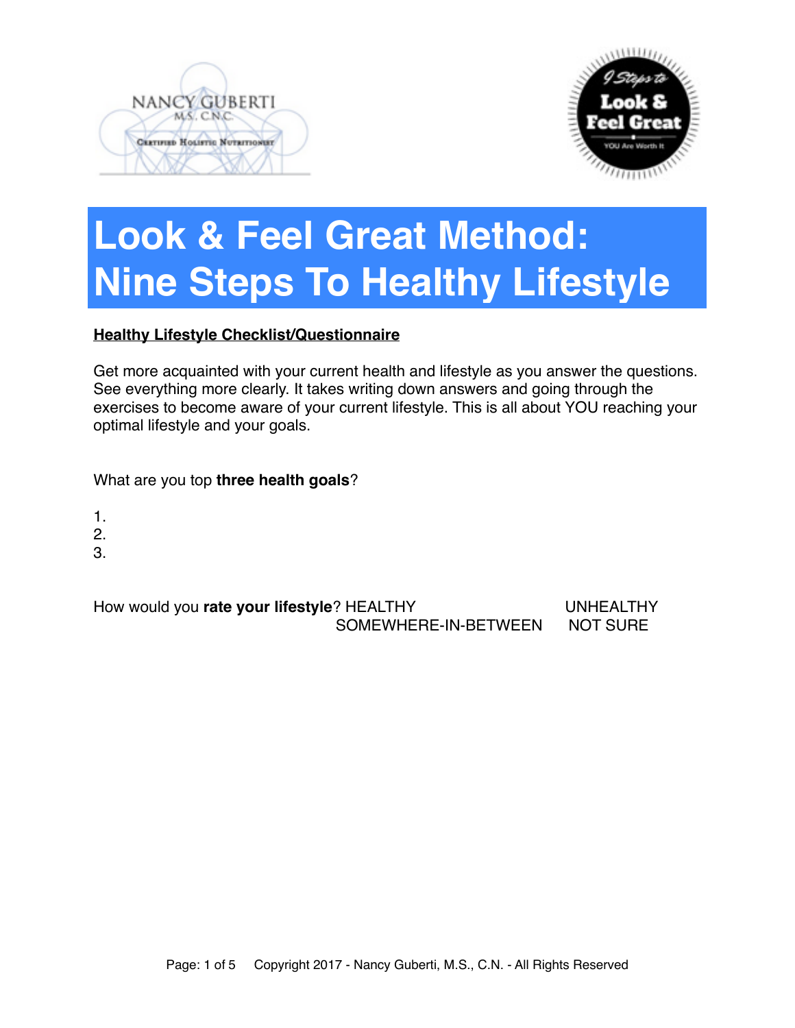# Look & Feel Great Method: Nine Steps To Healthy Lifestyle

**Healthy Lifestyle Checklist/Questionnaire**

Get more acquainted with your current health and lifestyle as you answer the questions. See everything more clearly. It takes writing down answers and going through the exercises to become aware of your current lifestyle. This is all about YOU reaching your optimal lifestyle and your goals.

What are you top **three health goals**?

1.
2.
3.

How would you **rate your lifestyle**? HEALTHY UNHEALTHY SOMEWHERE-IN-BETWEEN NOT SURE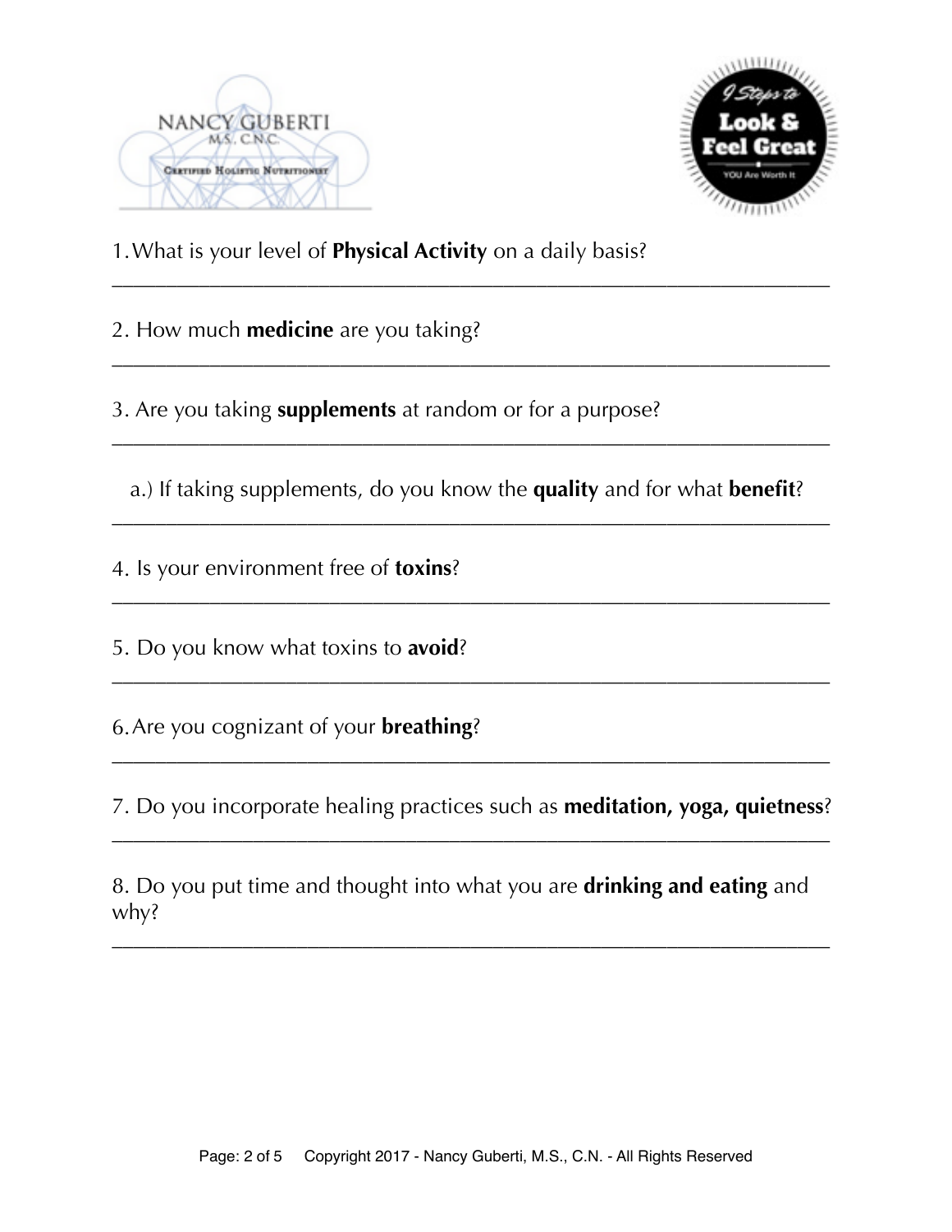1. What is your level of **Physical Activity** on a daily basis?

___________________________________________________________________

2. How much **medicine** are you taking?

___________________________________________________________________

3. Are you taking **supplements** at random or for a purpose?

___________________________________________________________________

a.) If taking supplements, do you know the **quality** and for what **benefit**?

___________________________________________________________________

4. Is your environment free of **toxins**?

___________________________________________________________________

5. Do you know what toxins to **avoid**?

___________________________________________________________________

6. Are you cognizant of your **breathing**?

___________________________________________________________________

7. Do you incorporate healing practices such as **meditation, yoga, quietness**?

___________________________________________________________________

8. Do you put time and thought into what you are **drinking and eating** and why?

___________________________________________________________________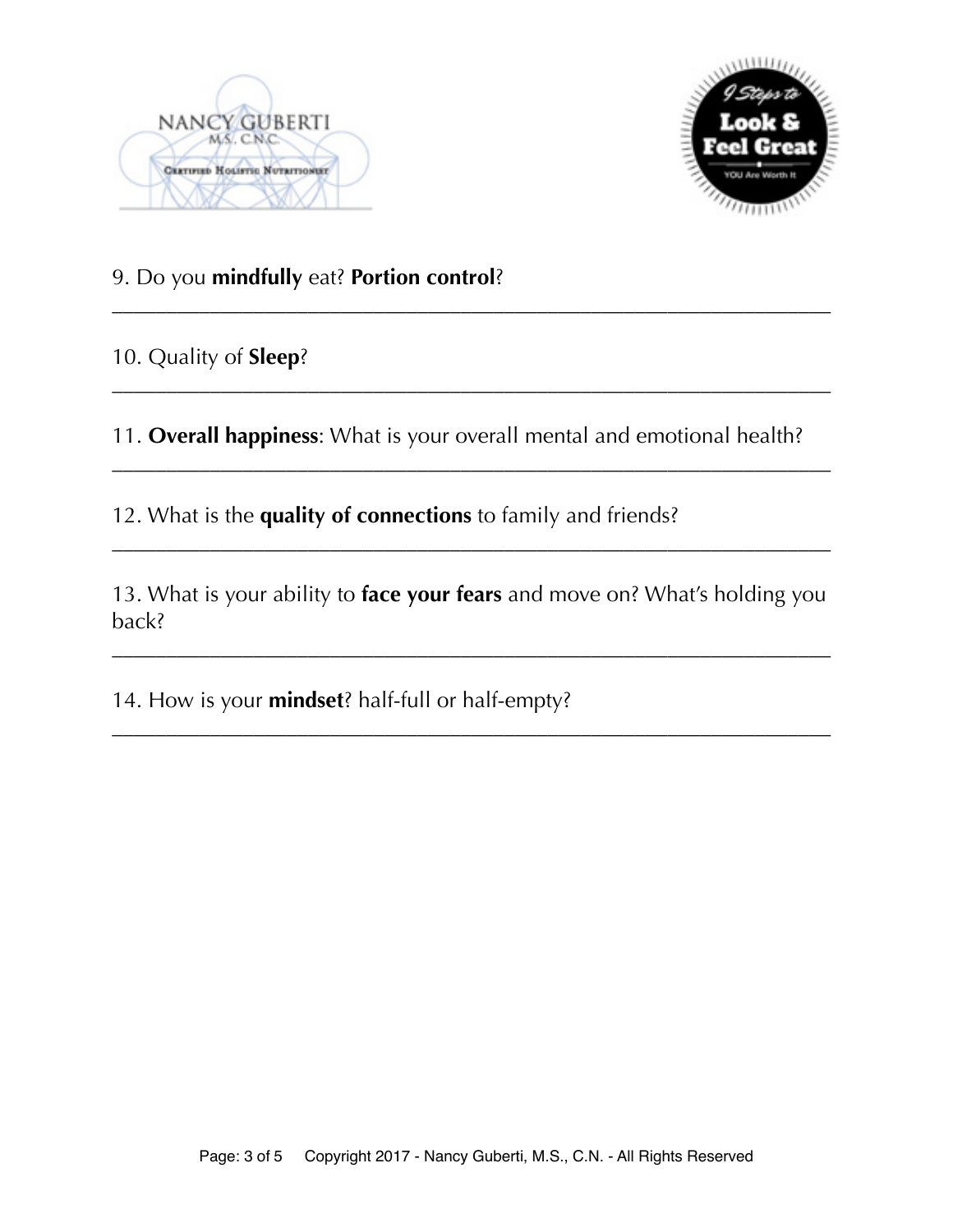9. Do you **mindfully** eat? **Portion control**?

_______________________________________________________________

10. Quality of **Sleep**?

_______________________________________________________________

11. **Overall happiness**: What is your overall mental and emotional health?

_______________________________________________________________

12. What is the **quality of connections** to family and friends?

_______________________________________________________________

13. What is your ability to **face your fears** and move on? What's holding you back?

_______________________________________________________________

14. How is your **mindset**? half-full or half-empty?

_______________________________________________________________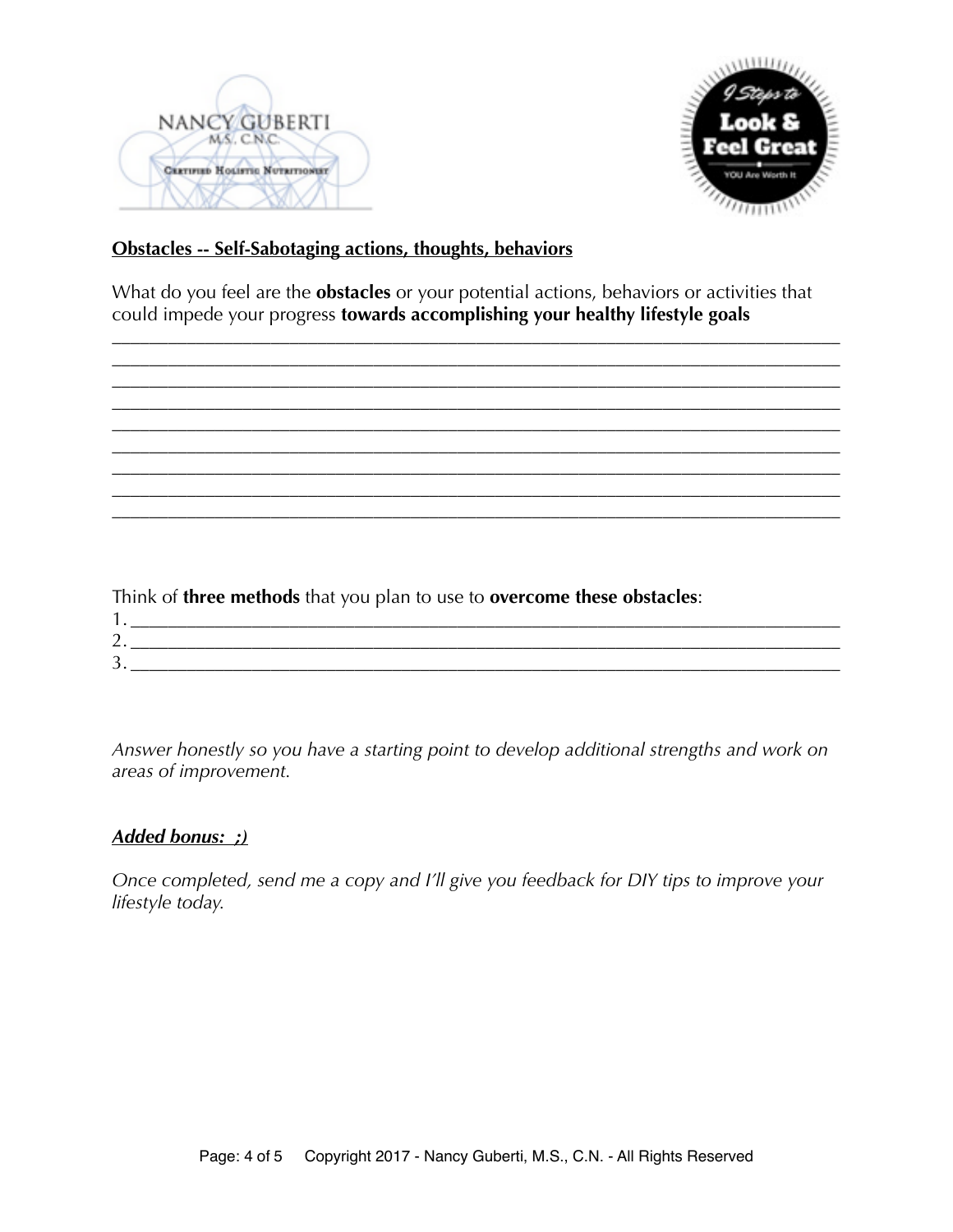**<u>Obstacles -- Self-Sabotaging actions, thoughts, behaviors</u>**

What do you feel are the **obstacles** or your potential actions, behaviors or activities that could impede your progress **towards accomplishing your healthy lifestyle goals**

\_\_\_\_\_\_\_\_\_\_\_\_\_\_\_\_\_\_\_\_\_\_\_\_\_\_\_\_\_\_\_\_\_\_\_\_\_\_\_\_\_\_\_\_\_\_\_\_\_\_\_\_\_\_\_\_\_\_\_\_\_\_\_\_\_\_\_\_\_\_\_\_\_\_
\_\_\_\_\_\_\_\_\_\_\_\_\_\_\_\_\_\_\_\_\_\_\_\_\_\_\_\_\_\_\_\_\_\_\_\_\_\_\_\_\_\_\_\_\_\_\_\_\_\_\_\_\_\_\_\_\_\_\_\_\_\_\_\_\_\_\_\_\_\_\_\_\_\_
\_\_\_\_\_\_\_\_\_\_\_\_\_\_\_\_\_\_\_\_\_\_\_\_\_\_\_\_\_\_\_\_\_\_\_\_\_\_\_\_\_\_\_\_\_\_\_\_\_\_\_\_\_\_\_\_\_\_\_\_\_\_\_\_\_\_\_\_\_\_\_\_\_\_
\_\_\_\_\_\_\_\_\_\_\_\_\_\_\_\_\_\_\_\_\_\_\_\_\_\_\_\_\_\_\_\_\_\_\_\_\_\_\_\_\_\_\_\_\_\_\_\_\_\_\_\_\_\_\_\_\_\_\_\_\_\_\_\_\_\_\_\_\_\_\_\_\_\_
\_\_\_\_\_\_\_\_\_\_\_\_\_\_\_\_\_\_\_\_\_\_\_\_\_\_\_\_\_\_\_\_\_\_\_\_\_\_\_\_\_\_\_\_\_\_\_\_\_\_\_\_\_\_\_\_\_\_\_\_\_\_\_\_\_\_\_\_\_\_\_\_\_\_
\_\_\_\_\_\_\_\_\_\_\_\_\_\_\_\_\_\_\_\_\_\_\_\_\_\_\_\_\_\_\_\_\_\_\_\_\_\_\_\_\_\_\_\_\_\_\_\_\_\_\_\_\_\_\_\_\_\_\_\_\_\_\_\_\_\_\_\_\_\_\_\_\_\_
\_\_\_\_\_\_\_\_\_\_\_\_\_\_\_\_\_\_\_\_\_\_\_\_\_\_\_\_\_\_\_\_\_\_\_\_\_\_\_\_\_\_\_\_\_\_\_\_\_\_\_\_\_\_\_\_\_\_\_\_\_\_\_\_\_\_\_\_\_\_\_\_\_\_
\_\_\_\_\_\_\_\_\_\_\_\_\_\_\_\_\_\_\_\_\_\_\_\_\_\_\_\_\_\_\_\_\_\_\_\_\_\_\_\_\_\_\_\_\_\_\_\_\_\_\_\_\_\_\_\_\_\_\_\_\_\_\_\_\_\_\_\_\_\_\_\_\_\_
\_\_\_\_\_\_\_\_\_\_\_\_\_\_\_\_\_\_\_\_\_\_\_\_\_\_\_\_\_\_\_\_\_\_\_\_\_\_\_\_\_\_\_\_\_\_\_\_\_\_\_\_\_\_\_\_\_\_\_\_\_\_\_\_\_\_\_\_\_\_\_\_\_\_

Think of **three methods** that you plan to use to **overcome these obstacles**:

1. \_\_\_\_\_\_\_\_\_\_\_\_\_\_\_\_\_\_\_\_\_\_\_\_\_\_\_\_\_\_\_\_\_\_\_\_\_\_\_\_\_\_\_\_\_\_\_\_\_\_\_\_\_\_\_\_\_\_\_\_\_\_\_\_\_\_\_\_\_\_\_\_
2. \_\_\_\_\_\_\_\_\_\_\_\_\_\_\_\_\_\_\_\_\_\_\_\_\_\_\_\_\_\_\_\_\_\_\_\_\_\_\_\_\_\_\_\_\_\_\_\_\_\_\_\_\_\_\_\_\_\_\_\_\_\_\_\_\_\_\_\_\_\_\_\_
3. \_\_\_\_\_\_\_\_\_\_\_\_\_\_\_\_\_\_\_\_\_\_\_\_\_\_\_\_\_\_\_\_\_\_\_\_\_\_\_\_\_\_\_\_\_\_\_\_\_\_\_\_\_\_\_\_\_\_\_\_\_\_\_\_\_\_\_\_\_\_\_\_

*Answer honestly so you have a starting point to develop additional strengths and work on areas of improvement.*

***<u>Added bonus: ;)</u>***

*Once completed, send me a copy and I'll give you feedback for DIY tips to improve your lifestyle today.*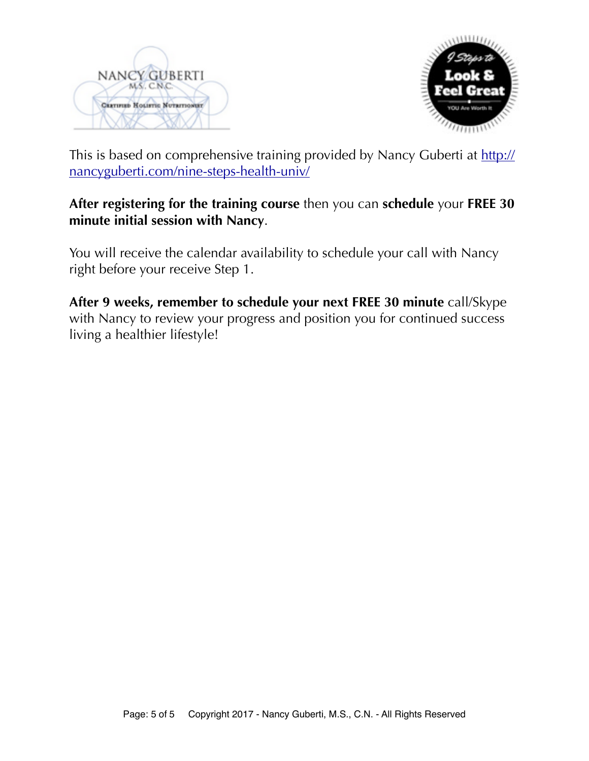This is based on comprehensive training provided by Nancy Guberti at http://nancyguberti.com/nine-steps-health-univ/

**After registering for the training course** then you can **schedule** your **FREE 30 minute initial session with Nancy**.

You will receive the calendar availability to schedule your call with Nancy right before your receive Step 1.

**After 9 weeks, remember to schedule your next FREE 30 minute** call/Skype with Nancy to review your progress and position you for continued success living a healthier lifestyle!